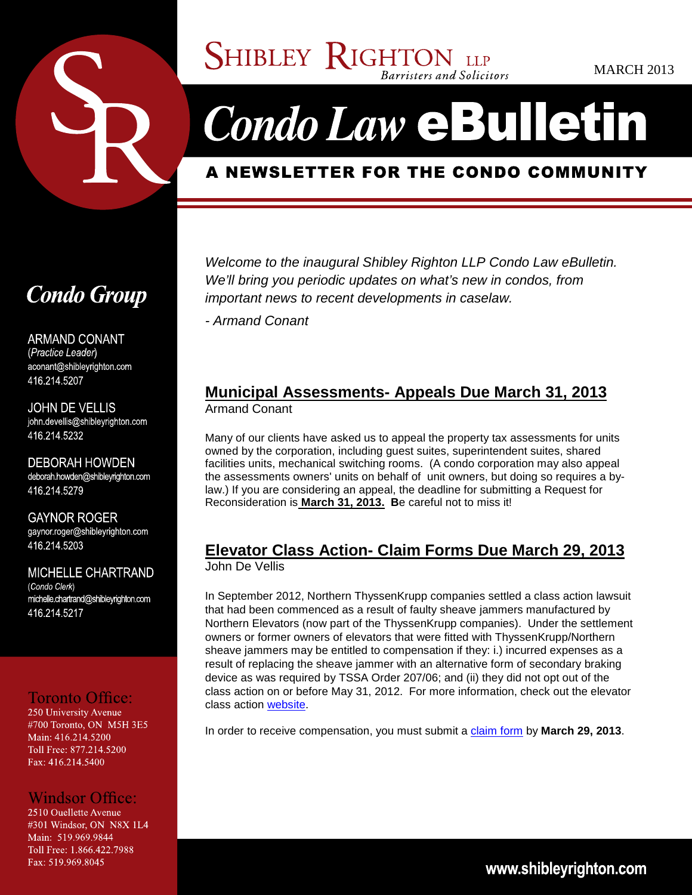# Shibley Righton LLP

*Barristers and Solicitors*

MARCH 2013

# *Condo Law* eBulletin

## A NEWSLETTER FOR THE CONDO COMMUNITY

*Welcome to the inaugural Shibley Righton LLP Condo Law eBulletin. We'll bring you periodic updates on what's new in condos, from important news to recent developments in caselaw.*

*- Armand Conant*

## Municipal Assessments- Appeals Due March 31, 2013

Armand Conant

Many of our clients have asked us to appeal the property tax assessments for units owned by the corporation, including guest suites, superintendent suites, shared facilities units, mechanical switching rooms. (A condo corporation may also appeal the assessments owners' units on behalf of unit owners, but doing so requires a by-law.) If you are considering an appeal, the deadline for submitting a Request for Reconsideration is **March 31, 2013. B**e careful not to miss it!

## Elevator Class Action- Claim Forms Due March 29, 2013

John De Vellis

In September 2012, Northern ThyssenKrupp companies settled a class action lawsuit that had been commenced as a result of faulty sheave jammers manufactured by Northern Elevators (now part of the ThyssenKrupp companies). Under the settlement owners or former owners of elevators that were fitted with ThyssenKrupp/Northern sheave jammers may be entitled to compensation if they: i.) incurred expenses as a result of replacing the sheave jammer with an alternative form of secondary braking device as was required by TSSA Order 207/06; and (ii) they did not opt out of the class action on or before May 31, 2012. For more information, check out the elevator class action website.

In order to receive compensation, you must submit a claim form by **March 29, 2013**.

## *Condo Group*

ARMAND CONANT
(*Practice Leader*)
aconant@shibleyrighton.com
416.214.5207

JOHN DE VELLIS
john.devellis@shibleyrighton.com
416.214.5232

DEBORAH HOWDEN
deborah.howden@shibleyrighton.com
416.214.5279

GAYNOR ROGER
gaynor.roger@shibleyrighton.com
416.214.5203

MICHELLE CHARTRAND
(*Condo Clerk*)
michelle.chartrand@shibleyrighton.com
416.214.5217

### Toronto Office:

250 University Avenue
#700 Toronto, ON M5H 3E5
Main: 416.214.5200
Toll Free: 877.214.5200
Fax: 416.214.5400

### Windsor Office:

2510 Ouellette Avenue
#301 Windsor, ON N8X 1L4
Main: 519.969.9844
Toll Free: 1.866.422.7988
Fax: 519.969.8045

www.shibleyrighton.com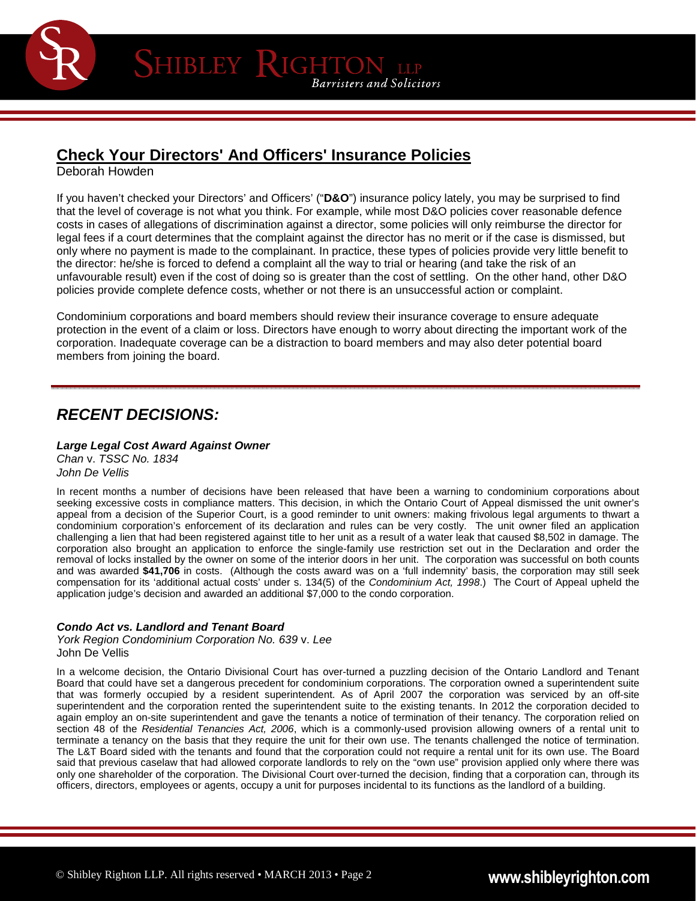## Check Your Directors' And Officers' Insurance Policies

Deborah Howden

If you haven't checked your Directors' and Officers' ("**D&O**") insurance policy lately, you may be surprised to find that the level of coverage is not what you think. For example, while most D&O policies cover reasonable defence costs in cases of allegations of discrimination against a director, some policies will only reimburse the director for legal fees if a court determines that the complaint against the director has no merit or if the case is dismissed, but only where no payment is made to the complainant. In practice, these types of policies provide very little benefit to the director: he/she is forced to defend a complaint all the way to trial or hearing (and take the risk of an unfavourable result) even if the cost of doing so is greater than the cost of settling. On the other hand, other D&O policies provide complete defence costs, whether or not there is an unsuccessful action or complaint.

Condominium corporations and board members should review their insurance coverage to ensure adequate protection in the event of a claim or loss. Directors have enough to worry about directing the important work of the corporation. Inadequate coverage can be a distraction to board members and may also deter potential board members from joining the board.

## *RECENT DECISIONS:*

### *Large Legal Cost Award Against Owner*

*Chan* v. *TSSC No. 1834*
*John De Vellis*

In recent months a number of decisions have been released that have been a warning to condominium corporations about seeking excessive costs in compliance matters. This decision, in which the Ontario Court of Appeal dismissed the unit owner's appeal from a decision of the Superior Court, is a good reminder to unit owners: making frivolous legal arguments to thwart a condominium corporation's enforcement of its declaration and rules can be very costly. The unit owner filed an application challenging a lien that had been registered against title to her unit as a result of a water leak that caused $8,502 in damage. The corporation also brought an application to enforce the single-family use restriction set out in the Declaration and order the removal of locks installed by the owner on some of the interior doors in her unit. The corporation was successful on both counts and was awarded **$41,706** in costs. (Although the costs award was on a 'full indemnity' basis, the corporation may still seek compensation for its 'additional actual costs' under s. 134(5) of the *Condominium Act, 1998*.) The Court of Appeal upheld the application judge's decision and awarded an additional $7,000 to the condo corporation.

### *Condo Act vs. Landlord and Tenant Board*

*York Region Condominium Corporation No. 639* v. *Lee*
John De Vellis

In a welcome decision, the Ontario Divisional Court has over-turned a puzzling decision of the Ontario Landlord and Tenant Board that could have set a dangerous precedent for condominium corporations. The corporation owned a superintendent suite that was formerly occupied by a resident superintendent. As of April 2007 the corporation was serviced by an off-site superintendent and the corporation rented the superintendent suite to the existing tenants. In 2012 the corporation decided to again employ an on-site superintendent and gave the tenants a notice of termination of their tenancy. The corporation relied on section 48 of the *Residential Tenancies Act, 2006*, which is a commonly-used provision allowing owners of a rental unit to terminate a tenancy on the basis that they require the unit for their own use. The tenants challenged the notice of termination. The L&T Board sided with the tenants and found that the corporation could not require a rental unit for its own use. The Board said that previous caselaw that had allowed corporate landlords to rely on the "own use" provision applied only where there was only one shareholder of the corporation. The Divisional Court over-turned the decision, finding that a corporation can, through its officers, directors, employees or agents, occupy a unit for purposes incidental to its functions as the landlord of a building.